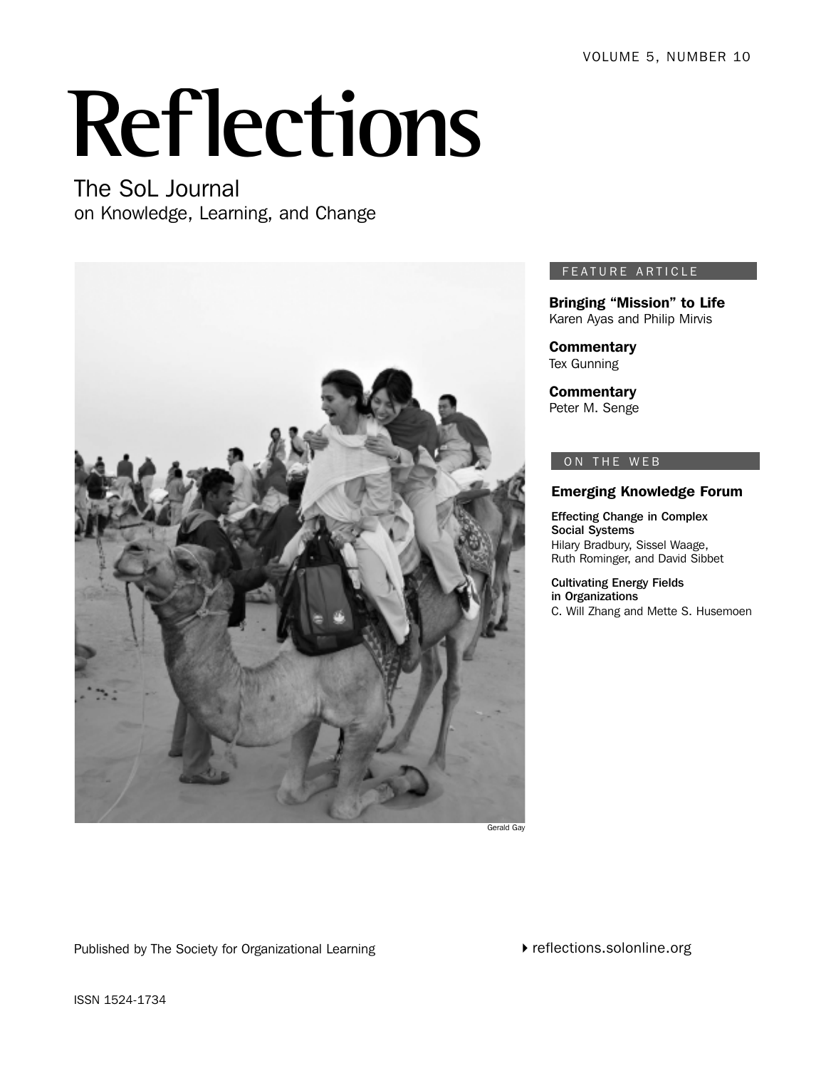VOLUME 5, NUMBER 10

# Reflections

## The SoL Journal
on Knowledge, Learning, and Change

Gerald Gay

FEATURE ARTICLE

**Bringing "Mission" to Life**
Karen Ayas and Philip Mirvis

**Commentary**
Tex Gunning

**Commentary**
Peter M. Senge

ON THE WEB

**Emerging Knowledge Forum**

**Effecting Change in Complex Social Systems**
Hilary Bradbury, Sissel Waage, Ruth Rominger, and David Sibbet

**Cultivating Energy Fields in Organizations**
C. Will Zhang and Mette S. Husemoen

Published by The Society for Organizational Learning

reflections.solonline.org

ISSN 1524-1734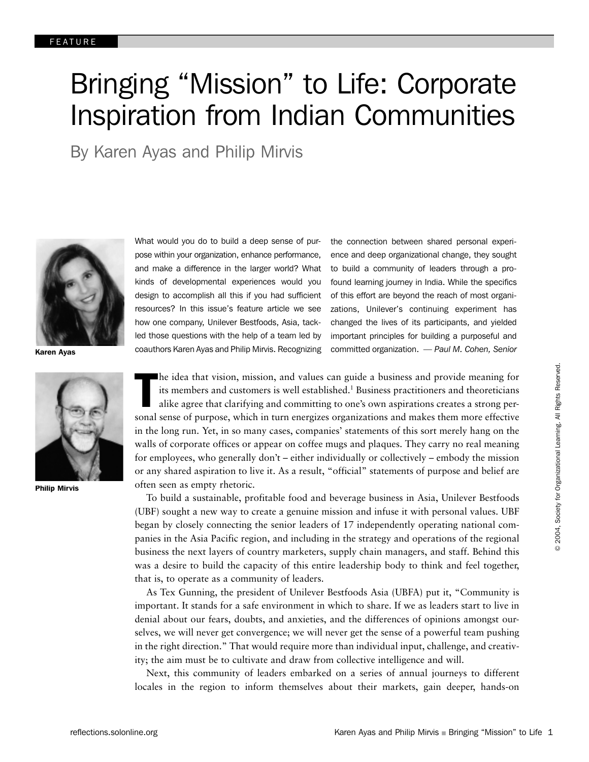FEATURE

# Bringing "Mission" to Life: Corporate Inspiration from Indian Communities

By Karen Ayas and Philip Mirvis

Karen Ayas

Philip Mirvis

What would you do to build a deep sense of purpose within your organization, enhance performance, and make a difference in the larger world? What kinds of developmental experiences would you design to accomplish all this if you had sufficient resources? In this issue's feature article we see how one company, Unilever Bestfoods, Asia, tackled those questions with the help of a team led by coauthors Karen Ayas and Philip Mirvis. Recognizing the connection between shared personal experience and deep organizational change, they sought to build a community of leaders through a profound learning journey in India. While the specifics of this effort are beyond the reach of most organizations, Unilever's continuing experiment has changed the lives of its participants, and yielded important principles for building a purposeful and committed organization. *— Paul M. Cohen, Senior*

The idea that vision, mission, and values can guide a business and provide meaning for its members and customers is well established.[1] Business practitioners and theoreticians alike agree that clarifying and committing to one's own aspirations creates a strong personal sense of purpose, which in turn energizes organizations and makes them more effective in the long run. Yet, in so many cases, companies' statements of this sort merely hang on the walls of corporate offices or appear on coffee mugs and plaques. They carry no real meaning for employees, who generally don't – either individually or collectively – embody the mission or any shared aspiration to live it. As a result, "official" statements of purpose and belief are often seen as empty rhetoric.

To build a sustainable, profitable food and beverage business in Asia, Unilever Bestfoods (UBF) sought a new way to create a genuine mission and infuse it with personal values. UBF began by closely connecting the senior leaders of 17 independently operating national companies in the Asia Pacific region, and including in the strategy and operations of the regional business the next layers of country marketers, supply chain managers, and staff. Behind this was a desire to build the capacity of this entire leadership body to think and feel together, that is, to operate as a community of leaders.

As Tex Gunning, the president of Unilever Bestfoods Asia (UBFA) put it, "Community is important. It stands for a safe environment in which to share. If we as leaders start to live in denial about our fears, doubts, and anxieties, and the differences of opinions amongst ourselves, we will never get convergence; we will never get the sense of a powerful team pushing in the right direction." That would require more than individual input, challenge, and creativity; the aim must be to cultivate and draw from collective intelligence and will.

Next, this community of leaders embarked on a series of annual journeys to different locales in the region to inform themselves about their markets, gain deeper, hands-on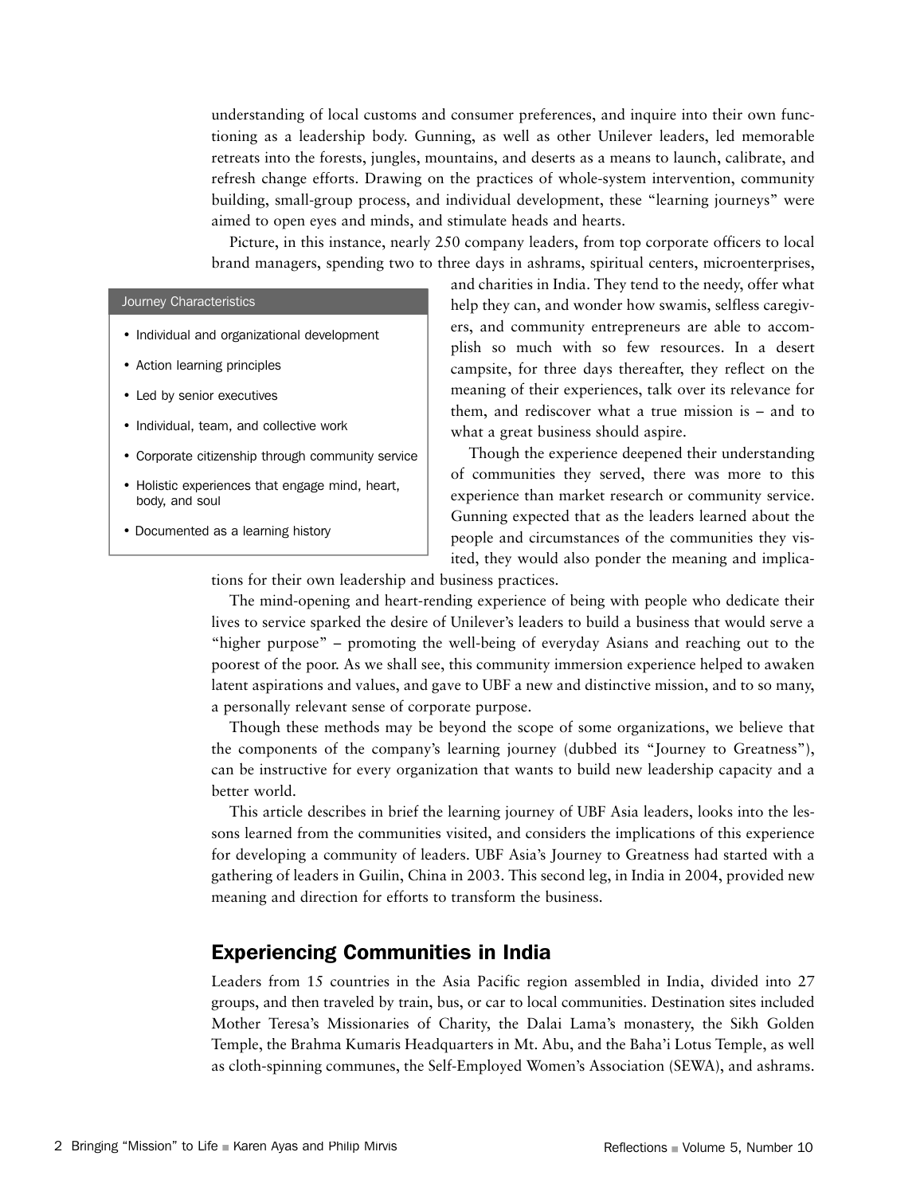understanding of local customs and consumer preferences, and inquire into their own functioning as a leadership body. Gunning, as well as other Unilever leaders, led memorable retreats into the forests, jungles, mountains, and deserts as a means to launch, calibrate, and refresh change efforts. Drawing on the practices of whole-system intervention, community building, small-group process, and individual development, these "learning journeys" were aimed to open eyes and minds, and stimulate heads and hearts.

Picture, in this instance, nearly 250 company leaders, from top corporate officers to local brand managers, spending two to three days in ashrams, spiritual centers, microenterprises, and charities in India. They tend to the needy, offer what help they can, and wonder how swamis, selfless caregivers, and community entrepreneurs are able to accomplish so much with so few resources. In a desert campsite, for three days thereafter, they reflect on the meaning of their experiences, talk over its relevance for them, and rediscover what a true mission is – and to what a great business should aspire.

> **Journey Characteristics**
>
> - Individual and organizational development
> - Action learning principles
> - Led by senior executives
> - Individual, team, and collective work
> - Corporate citizenship through community service
> - Holistic experiences that engage mind, heart, body, and soul
> - Documented as a learning history

Though the experience deepened their understanding of communities they served, there was more to this experience than market research or community service. Gunning expected that as the leaders learned about the people and circumstances of the communities they visited, they would also ponder the meaning and implications for their own leadership and business practices.

The mind-opening and heart-rending experience of being with people who dedicate their lives to service sparked the desire of Unilever's leaders to build a business that would serve a "higher purpose" – promoting the well-being of everyday Asians and reaching out to the poorest of the poor. As we shall see, this community immersion experience helped to awaken latent aspirations and values, and gave to UBF a new and distinctive mission, and to so many, a personally relevant sense of corporate purpose.

Though these methods may be beyond the scope of some organizations, we believe that the components of the company's learning journey (dubbed its "Journey to Greatness"), can be instructive for every organization that wants to build new leadership capacity and a better world.

This article describes in brief the learning journey of UBF Asia leaders, looks into the lessons learned from the communities visited, and considers the implications of this experience for developing a community of leaders. UBF Asia's Journey to Greatness had started with a gathering of leaders in Guilin, China in 2003. This second leg, in India in 2004, provided new meaning and direction for efforts to transform the business.

## Experiencing Communities in India

Leaders from 15 countries in the Asia Pacific region assembled in India, divided into 27 groups, and then traveled by train, bus, or car to local communities. Destination sites included Mother Teresa's Missionaries of Charity, the Dalai Lama's monastery, the Sikh Golden Temple, the Brahma Kumaris Headquarters in Mt. Abu, and the Baha'i Lotus Temple, as well as cloth-spinning communes, the Self-Employed Women's Association (SEWA), and ashrams.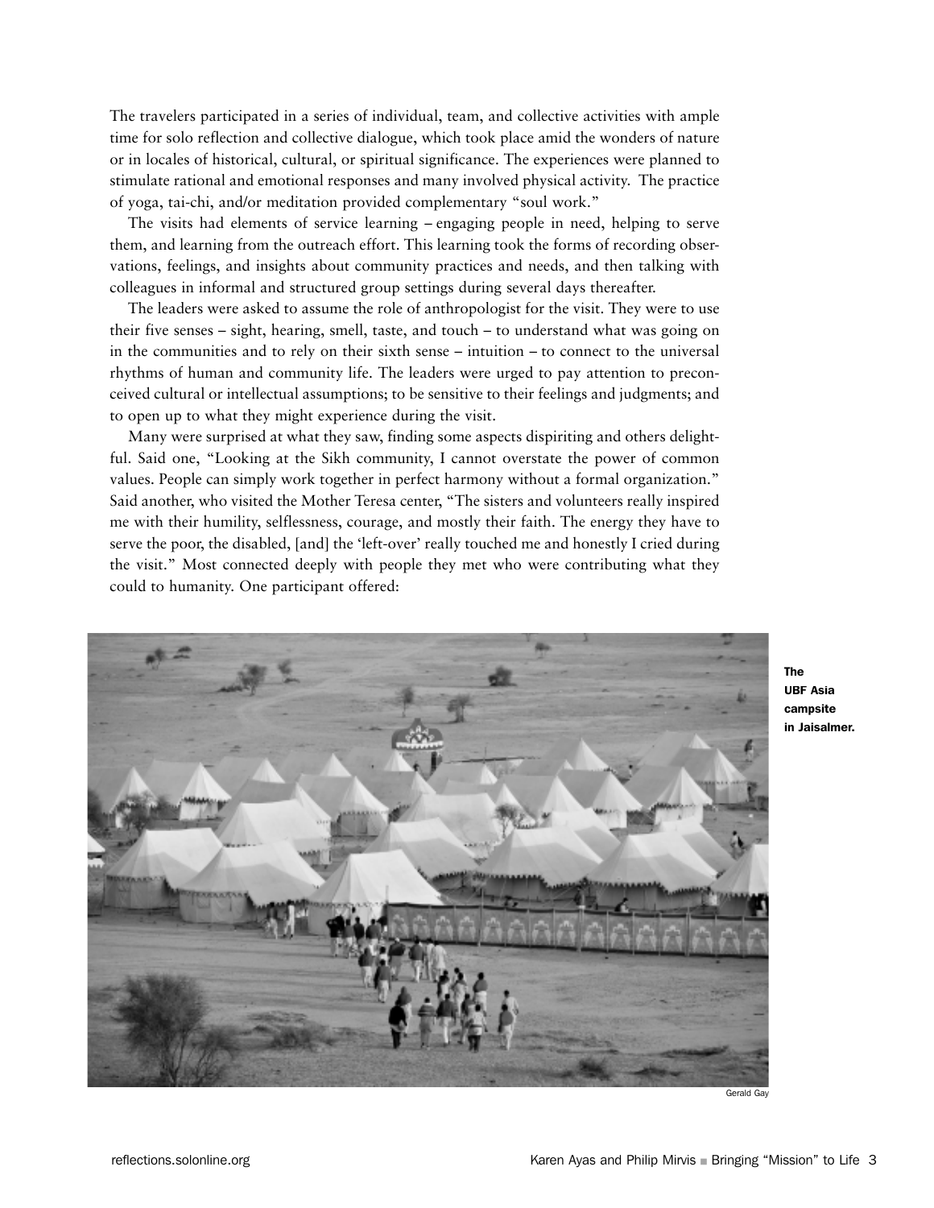The travelers participated in a series of individual, team, and collective activities with ample time for solo reflection and collective dialogue, which took place amid the wonders of nature or in locales of historical, cultural, or spiritual significance. The experiences were planned to stimulate rational and emotional responses and many involved physical activity. The practice of yoga, tai-chi, and/or meditation provided complementary "soul work."

The visits had elements of service learning – engaging people in need, helping to serve them, and learning from the outreach effort. This learning took the forms of recording observations, feelings, and insights about community practices and needs, and then talking with colleagues in informal and structured group settings during several days thereafter.

The leaders were asked to assume the role of anthropologist for the visit. They were to use their five senses – sight, hearing, smell, taste, and touch – to understand what was going on in the communities and to rely on their sixth sense – intuition – to connect to the universal rhythms of human and community life. The leaders were urged to pay attention to preconceived cultural or intellectual assumptions; to be sensitive to their feelings and judgments; and to open up to what they might experience during the visit.

Many were surprised at what they saw, finding some aspects dispiriting and others delightful. Said one, "Looking at the Sikh community, I cannot overstate the power of common values. People can simply work together in perfect harmony without a formal organization." Said another, who visited the Mother Teresa center, "The sisters and volunteers really inspired me with their humility, selflessness, courage, and mostly their faith. The energy they have to serve the poor, the disabled, [and] the 'left-over' really touched me and honestly I cried during the visit." Most connected deeply with people they met who were contributing what they could to humanity. One participant offered:

**The UBF Asia campsite in Jaisalmer.**

Gerald Gay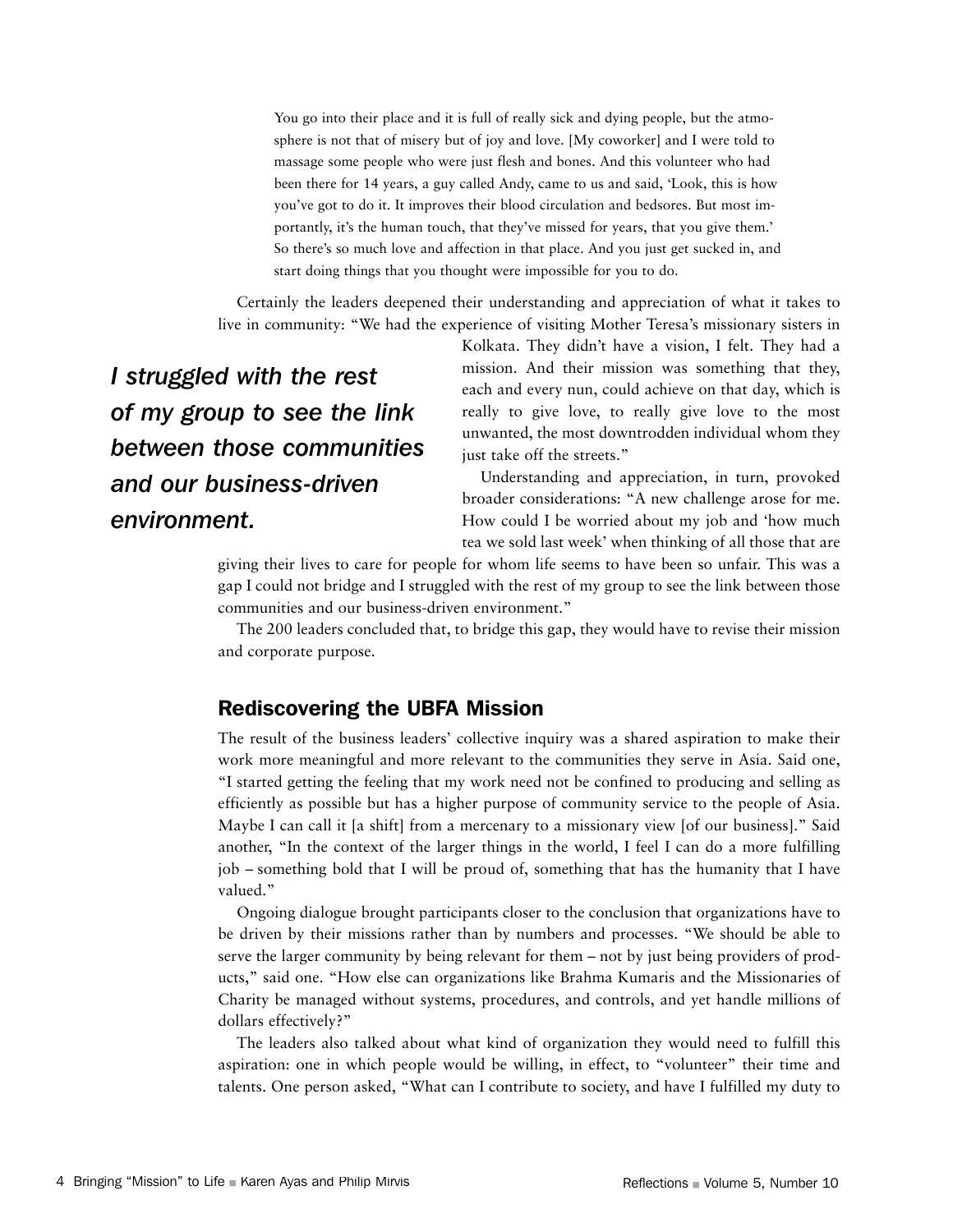> You go into their place and it is full of really sick and dying people, but the atmosphere is not that of misery but of joy and love. [My coworker] and I were told to massage some people who were just flesh and bones. And this volunteer who had been there for 14 years, a guy called Andy, came to us and said, 'Look, this is how you've got to do it. It improves their blood circulation and bedsores. But most importantly, it's the human touch, that they've missed for years, that you give them.' So there's so much love and affection in that place. And you just get sucked in, and start doing things that you thought were impossible for you to do.

Certainly the leaders deepened their understanding and appreciation of what it takes to live in community: "We had the experience of visiting Mother Teresa's missionary sisters in Kolkata. They didn't have a vision, I felt. They had a mission. And their mission was something that they, each and every nun, could achieve on that day, which is really to give love, to really give love to the most unwanted, the most downtrodden individual whom they just take off the streets."

*I struggled with the rest of my group to see the link between those communities and our business-driven environment.*

Understanding and appreciation, in turn, provoked broader considerations: "A new challenge arose for me. How could I be worried about my job and 'how much tea we sold last week' when thinking of all those that are giving their lives to care for people for whom life seems to have been so unfair. This was a gap I could not bridge and I struggled with the rest of my group to see the link between those communities and our business-driven environment."

The 200 leaders concluded that, to bridge this gap, they would have to revise their mission and corporate purpose.

## Rediscovering the UBFA Mission

The result of the business leaders' collective inquiry was a shared aspiration to make their work more meaningful and more relevant to the communities they serve in Asia. Said one, "I started getting the feeling that my work need not be confined to producing and selling as efficiently as possible but has a higher purpose of community service to the people of Asia. Maybe I can call it [a shift] from a mercenary to a missionary view [of our business]." Said another, "In the context of the larger things in the world, I feel I can do a more fulfilling job – something bold that I will be proud of, something that has the humanity that I have valued."

Ongoing dialogue brought participants closer to the conclusion that organizations have to be driven by their missions rather than by numbers and processes. "We should be able to serve the larger community by being relevant for them – not by just being providers of products," said one. "How else can organizations like Brahma Kumaris and the Missionaries of Charity be managed without systems, procedures, and controls, and yet handle millions of dollars effectively?"

The leaders also talked about what kind of organization they would need to fulfill this aspiration: one in which people would be willing, in effect, to "volunteer" their time and talents. One person asked, "What can I contribute to society, and have I fulfilled my duty to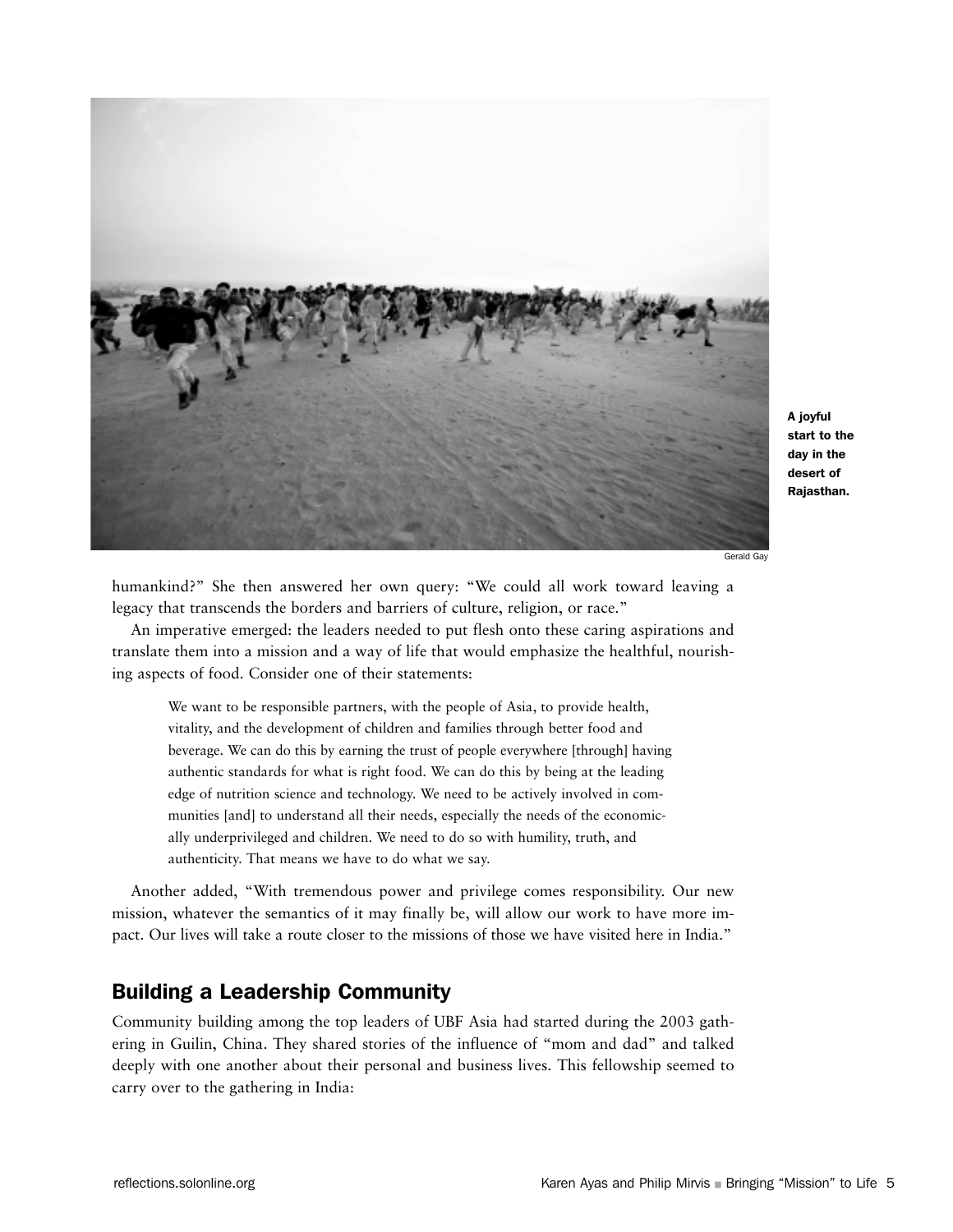A joyful start to the day in the desert of Rajasthan.

Gerald Gay

humankind?" She then answered her own query: "We could all work toward leaving a legacy that transcends the borders and barriers of culture, religion, or race."

An imperative emerged: the leaders needed to put flesh onto these caring aspirations and translate them into a mission and a way of life that would emphasize the healthful, nourishing aspects of food. Consider one of their statements:

> We want to be responsible partners, with the people of Asia, to provide health, vitality, and the development of children and families through better food and beverage. We can do this by earning the trust of people everywhere [through] having authentic standards for what is right food. We can do this by being at the leading edge of nutrition science and technology. We need to be actively involved in communities [and] to understand all their needs, especially the needs of the economically underprivileged and children. We need to do so with humility, truth, and authenticity. That means we have to do what we say.

Another added, "With tremendous power and privilege comes responsibility. Our new mission, whatever the semantics of it may finally be, will allow our work to have more impact. Our lives will take a route closer to the missions of those we have visited here in India."

## Building a Leadership Community

Community building among the top leaders of UBF Asia had started during the 2003 gathering in Guilin, China. They shared stories of the influence of "mom and dad" and talked deeply with one another about their personal and business lives. This fellowship seemed to carry over to the gathering in India: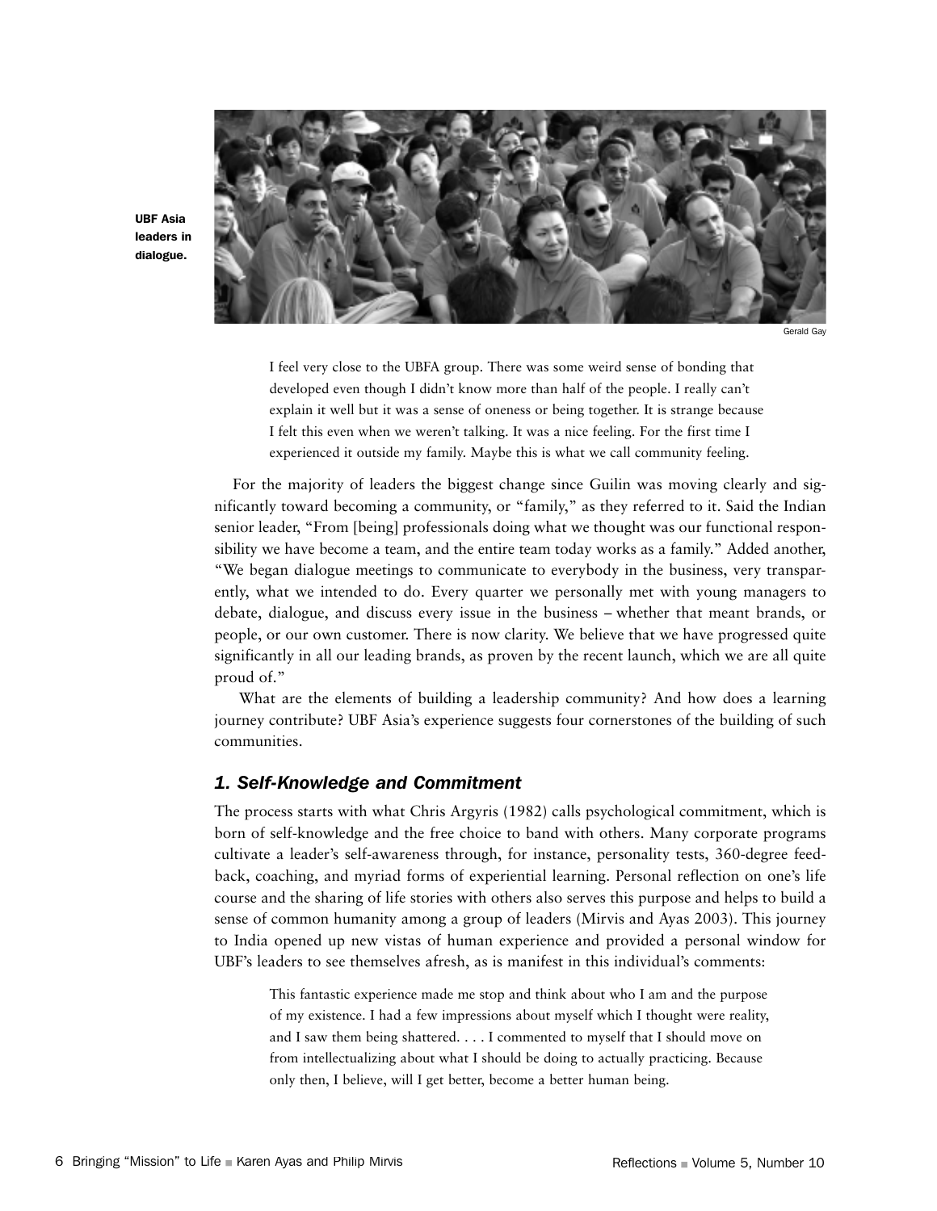UBF Asia leaders in dialogue.

Gerald Gay

> I feel very close to the UBFA group. There was some weird sense of bonding that developed even though I didn't know more than half of the people. I really can't explain it well but it was a sense of oneness or being together. It is strange because I felt this even when we weren't talking. It was a nice feeling. For the first time I experienced it outside my family. Maybe this is what we call community feeling.

For the majority of leaders the biggest change since Guilin was moving clearly and significantly toward becoming a community, or "family," as they referred to it. Said the Indian senior leader, "From [being] professionals doing what we thought was our functional responsibility we have become a team, and the entire team today works as a family." Added another, "We began dialogue meetings to communicate to everybody in the business, very transparently, what we intended to do. Every quarter we personally met with young managers to debate, dialogue, and discuss every issue in the business – whether that meant brands, or people, or our own customer. There is now clarity. We believe that we have progressed quite significantly in all our leading brands, as proven by the recent launch, which we are all quite proud of."

What are the elements of building a leadership community? And how does a learning journey contribute? UBF Asia's experience suggests four cornerstones of the building of such communities.

### *1. Self-Knowledge and Commitment*

The process starts with what Chris Argyris (1982) calls psychological commitment, which is born of self-knowledge and the free choice to band with others. Many corporate programs cultivate a leader's self-awareness through, for instance, personality tests, 360-degree feedback, coaching, and myriad forms of experiential learning. Personal reflection on one's life course and the sharing of life stories with others also serves this purpose and helps to build a sense of common humanity among a group of leaders (Mirvis and Ayas 2003). This journey to India opened up new vistas of human experience and provided a personal window for UBF's leaders to see themselves afresh, as is manifest in this individual's comments:

> This fantastic experience made me stop and think about who I am and the purpose of my existence. I had a few impressions about myself which I thought were reality, and I saw them being shattered. . . . I commented to myself that I should move on from intellectualizing about what I should be doing to actually practicing. Because only then, I believe, will I get better, become a better human being.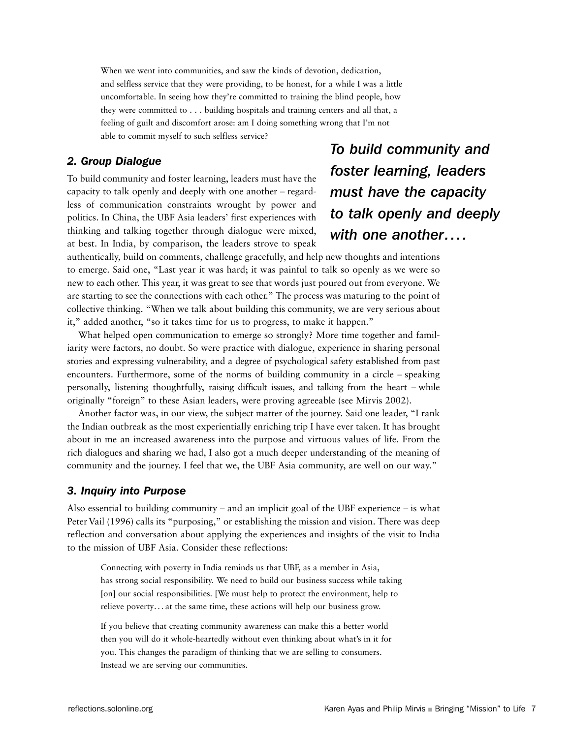> When we went into communities, and saw the kinds of devotion, dedication, and selfless service that they were providing, to be honest, for a while I was a little uncomfortable. In seeing how they're committed to training the blind people, how they were committed to . . . building hospitals and training centers and all that, a feeling of guilt and discomfort arose: am I doing something wrong that I'm not able to commit myself to such selfless service?

### *2. Group Dialogue*

*To build community and foster learning, leaders must have the capacity to talk openly and deeply with one another….*

To build community and foster learning, leaders must have the capacity to talk openly and deeply with one another – regardless of communication constraints wrought by power and politics. In China, the UBF Asia leaders' first experiences with thinking and talking together through dialogue were mixed, at best. In India, by comparison, the leaders strove to speak authentically, build on comments, challenge gracefully, and help new thoughts and intentions to emerge. Said one, "Last year it was hard; it was painful to talk so openly as we were so new to each other. This year, it was great to see that words just poured out from everyone. We are starting to see the connections with each other." The process was maturing to the point of collective thinking. "When we talk about building this community, we are very serious about it," added another, "so it takes time for us to progress, to make it happen."

What helped open communication to emerge so strongly? More time together and familiarity were factors, no doubt. So were practice with dialogue, experience in sharing personal stories and expressing vulnerability, and a degree of psychological safety established from past encounters. Furthermore, some of the norms of building community in a circle – speaking personally, listening thoughtfully, raising difficult issues, and talking from the heart – while originally "foreign" to these Asian leaders, were proving agreeable (see Mirvis 2002).

Another factor was, in our view, the subject matter of the journey. Said one leader, "I rank the Indian outbreak as the most experientially enriching trip I have ever taken. It has brought about in me an increased awareness into the purpose and virtuous values of life. From the rich dialogues and sharing we had, I also got a much deeper understanding of the meaning of community and the journey. I feel that we, the UBF Asia community, are well on our way."

### *3. Inquiry into Purpose*

Also essential to building community – and an implicit goal of the UBF experience – is what Peter Vail (1996) calls its "purposing," or establishing the mission and vision. There was deep reflection and conversation about applying the experiences and insights of the visit to India to the mission of UBF Asia. Consider these reflections:

> Connecting with poverty in India reminds us that UBF, as a member in Asia, has strong social responsibility. We need to build our business success while taking [on] our social responsibilities. [We must help to protect the environment, help to relieve poverty… at the same time, these actions will help our business grow.

> If you believe that creating community awareness can make this a better world then you will do it whole-heartedly without even thinking about what's in it for you. This changes the paradigm of thinking that we are selling to consumers. Instead we are serving our communities.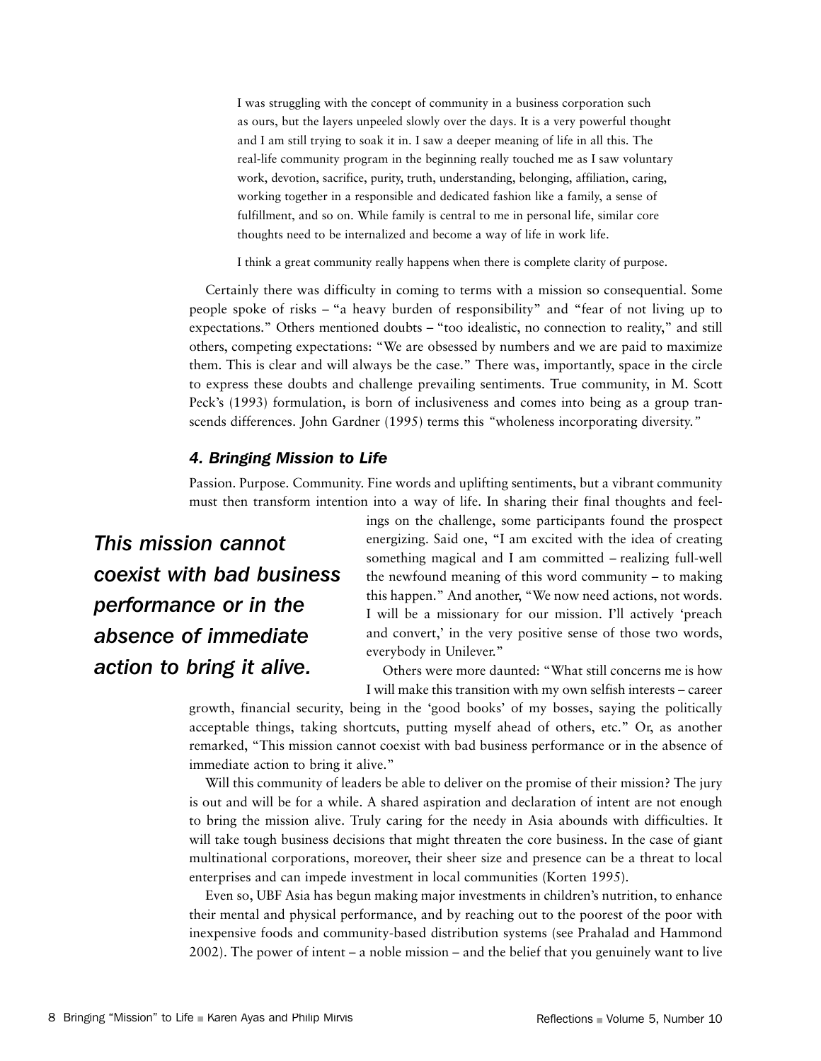> I was struggling with the concept of community in a business corporation such as ours, but the layers unpeeled slowly over the days. It is a very powerful thought and I am still trying to soak it in. I saw a deeper meaning of life in all this. The real-life community program in the beginning really touched me as I saw voluntary work, devotion, sacrifice, purity, truth, understanding, belonging, affiliation, caring, working together in a responsible and dedicated fashion like a family, a sense of fulfillment, and so on. While family is central to me in personal life, similar core thoughts need to be internalized and become a way of life in work life.
>
> I think a great community really happens when there is complete clarity of purpose.

Certainly there was difficulty in coming to terms with a mission so consequential. Some people spoke of risks – "a heavy burden of responsibility" and "fear of not living up to expectations." Others mentioned doubts – "too idealistic, no connection to reality," and still others, competing expectations: "We are obsessed by numbers and we are paid to maximize them. This is clear and will always be the case." There was, importantly, space in the circle to express these doubts and challenge prevailing sentiments. True community, in M. Scott Peck's (1993) formulation, is born of inclusiveness and comes into being as a group transcends differences. John Gardner (1995) terms this *"wholeness incorporating diversity."*

### *4. Bringing Mission to Life*

Passion. Purpose. Community. Fine words and uplifting sentiments, but a vibrant community must then transform intention into a way of life. In sharing their final thoughts and feelings on the challenge, some participants found the prospect energizing. Said one, "I am excited with the idea of creating something magical and I am committed – realizing full-well the newfound meaning of this word community – to making this happen." And another, "We now need actions, not words. I will be a missionary for our mission. I'll actively 'preach and convert,' in the very positive sense of those two words, everybody in Unilever."

***This mission cannot coexist with bad business performance or in the absence of immediate action to bring it alive.***

Others were more daunted: "What still concerns me is how I will make this transition with my own selfish interests – career growth, financial security, being in the 'good books' of my bosses, saying the politically acceptable things, taking shortcuts, putting myself ahead of others, etc." Or, as another remarked, "This mission cannot coexist with bad business performance or in the absence of immediate action to bring it alive."

Will this community of leaders be able to deliver on the promise of their mission? The jury is out and will be for a while. A shared aspiration and declaration of intent are not enough to bring the mission alive. Truly caring for the needy in Asia abounds with difficulties. It will take tough business decisions that might threaten the core business. In the case of giant multinational corporations, moreover, their sheer size and presence can be a threat to local enterprises and can impede investment in local communities (Korten 1995).

Even so, UBF Asia has begun making major investments in children's nutrition, to enhance their mental and physical performance, and by reaching out to the poorest of the poor with inexpensive foods and community-based distribution systems (see Prahalad and Hammond 2002). The power of intent – a noble mission – and the belief that you genuinely want to live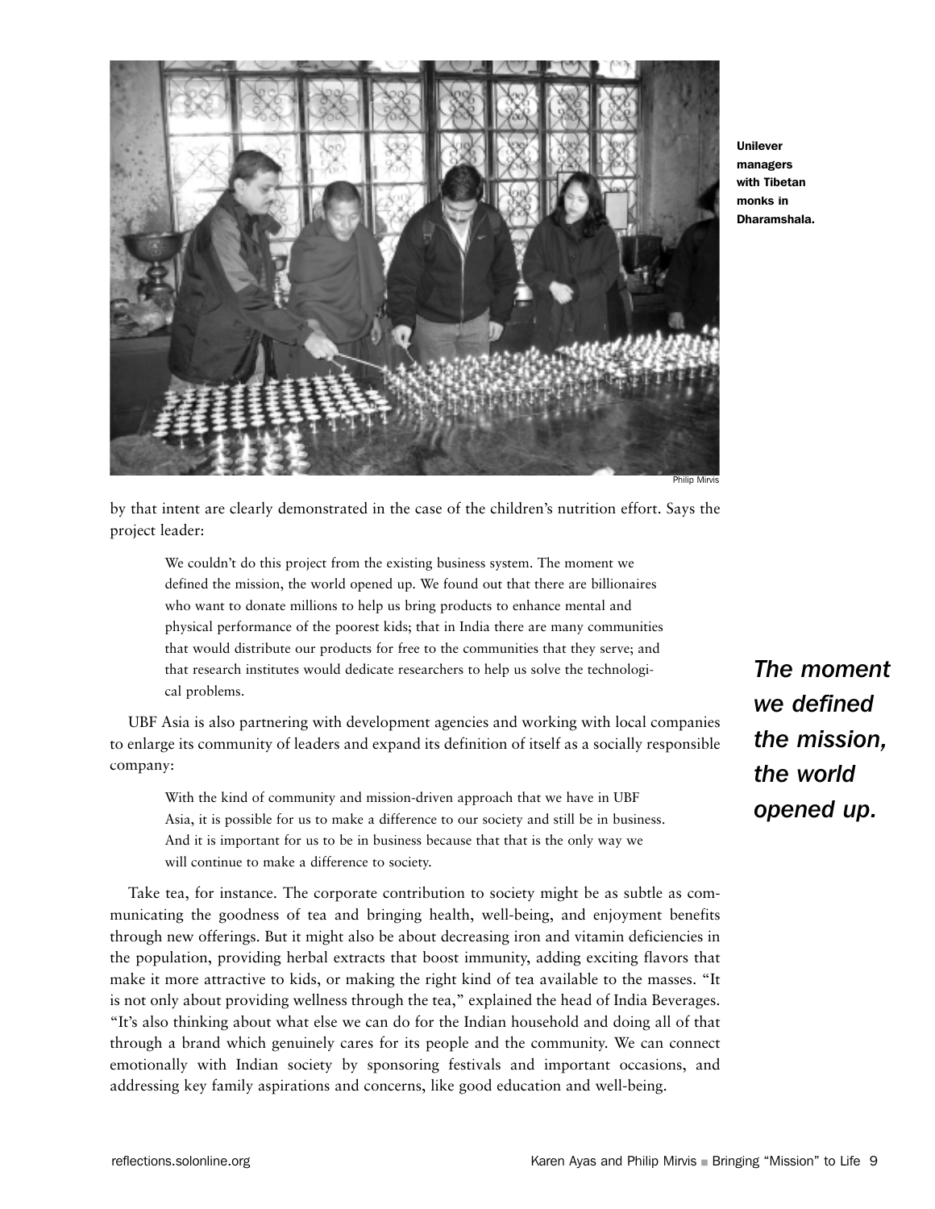Unilever managers with Tibetan monks in Dharamshala.

Philip Mirvis

by that intent are clearly demonstrated in the case of the children's nutrition effort. Says the project leader:

> We couldn't do this project from the existing business system. The moment we defined the mission, the world opened up. We found out that there are billionaires who want to donate millions to help us bring products to enhance mental and physical performance of the poorest kids; that in India there are many communities that would distribute our products for free to the communities that they serve; and that research institutes would dedicate researchers to help us solve the technological problems.

***The moment we defined the mission, the world opened up.***

UBF Asia is also partnering with development agencies and working with local companies to enlarge its community of leaders and expand its definition of itself as a socially responsible company:

> With the kind of community and mission-driven approach that we have in UBF Asia, it is possible for us to make a difference to our society and still be in business. And it is important for us to be in business because that that is the only way we will continue to make a difference to society.

Take tea, for instance. The corporate contribution to society might be as subtle as communicating the goodness of tea and bringing health, well-being, and enjoyment benefits through new offerings. But it might also be about decreasing iron and vitamin deficiencies in the population, providing herbal extracts that boost immunity, adding exciting flavors that make it more attractive to kids, or making the right kind of tea available to the masses. "It is not only about providing wellness through the tea," explained the head of India Beverages. "It's also thinking about what else we can do for the Indian household and doing all of that through a brand which genuinely cares for its people and the community. We can connect emotionally with Indian society by sponsoring festivals and important occasions, and addressing key family aspirations and concerns, like good education and well-being.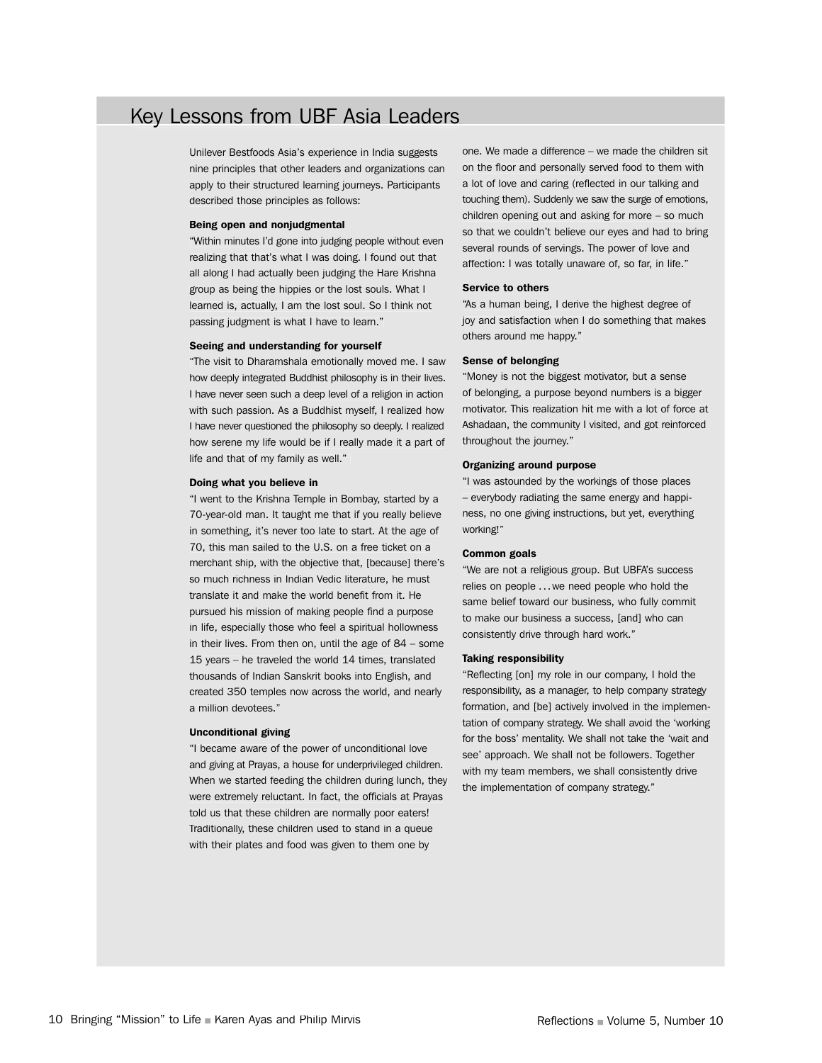## Key Lessons from UBF Asia Leaders

Unilever Bestfoods Asia's experience in India suggests nine principles that other leaders and organizations can apply to their structured learning journeys. Participants described those principles as follows:

**Being open and nonjudgmental**

"Within minutes I'd gone into judging people without even realizing that that's what I was doing. I found out that all along I had actually been judging the Hare Krishna group as being the hippies or the lost souls. What I learned is, actually, I am the lost soul. So I think not passing judgment is what I have to learn."

**Seeing and understanding for yourself**

"The visit to Dharamshala emotionally moved me. I saw how deeply integrated Buddhist philosophy is in their lives. I have never seen such a deep level of a religion in action with such passion. As a Buddhist myself, I realized how I have never questioned the philosophy so deeply. I realized how serene my life would be if I really made it a part of life and that of my family as well."

**Doing what you believe in**

"I went to the Krishna Temple in Bombay, started by a 70-year-old man. It taught me that if you really believe in something, it's never too late to start. At the age of 70, this man sailed to the U.S. on a free ticket on a merchant ship, with the objective that, [because] there's so much richness in Indian Vedic literature, he must translate it and make the world benefit from it. He pursued his mission of making people find a purpose in life, especially those who feel a spiritual hollowness in their lives. From then on, until the age of 84 – some 15 years – he traveled the world 14 times, translated thousands of Indian Sanskrit books into English, and created 350 temples now across the world, and nearly a million devotees."

**Unconditional giving**

"I became aware of the power of unconditional love and giving at Prayas, a house for underprivileged children. When we started feeding the children during lunch, they were extremely reluctant. In fact, the officials at Prayas told us that these children are normally poor eaters! Traditionally, these children used to stand in a queue with their plates and food was given to them one by one. We made a difference – we made the children sit on the floor and personally served food to them with a lot of love and caring (reflected in our talking and touching them). Suddenly we saw the surge of emotions, children opening out and asking for more – so much so that we couldn't believe our eyes and had to bring several rounds of servings. The power of love and affection: I was totally unaware of, so far, in life."

**Service to others**

"As a human being, I derive the highest degree of joy and satisfaction when I do something that makes others around me happy."

**Sense of belonging**

"Money is not the biggest motivator, but a sense of belonging, a purpose beyond numbers is a bigger motivator. This realization hit me with a lot of force at Ashadaan, the community I visited, and got reinforced throughout the journey."

**Organizing around purpose**

"I was astounded by the workings of those places – everybody radiating the same energy and happiness, no one giving instructions, but yet, everything working!"

**Common goals**

"We are not a religious group. But UBFA's success relies on people . . . we need people who hold the same belief toward our business, who fully commit to make our business a success, [and] who can consistently drive through hard work."

**Taking responsibility**

"Reflecting [on] my role in our company, I hold the responsibility, as a manager, to help company strategy formation, and [be] actively involved in the implementation of company strategy. We shall avoid the 'working for the boss' mentality. We shall not take the 'wait and see' approach. We shall not be followers. Together with my team members, we shall consistently drive the implementation of company strategy."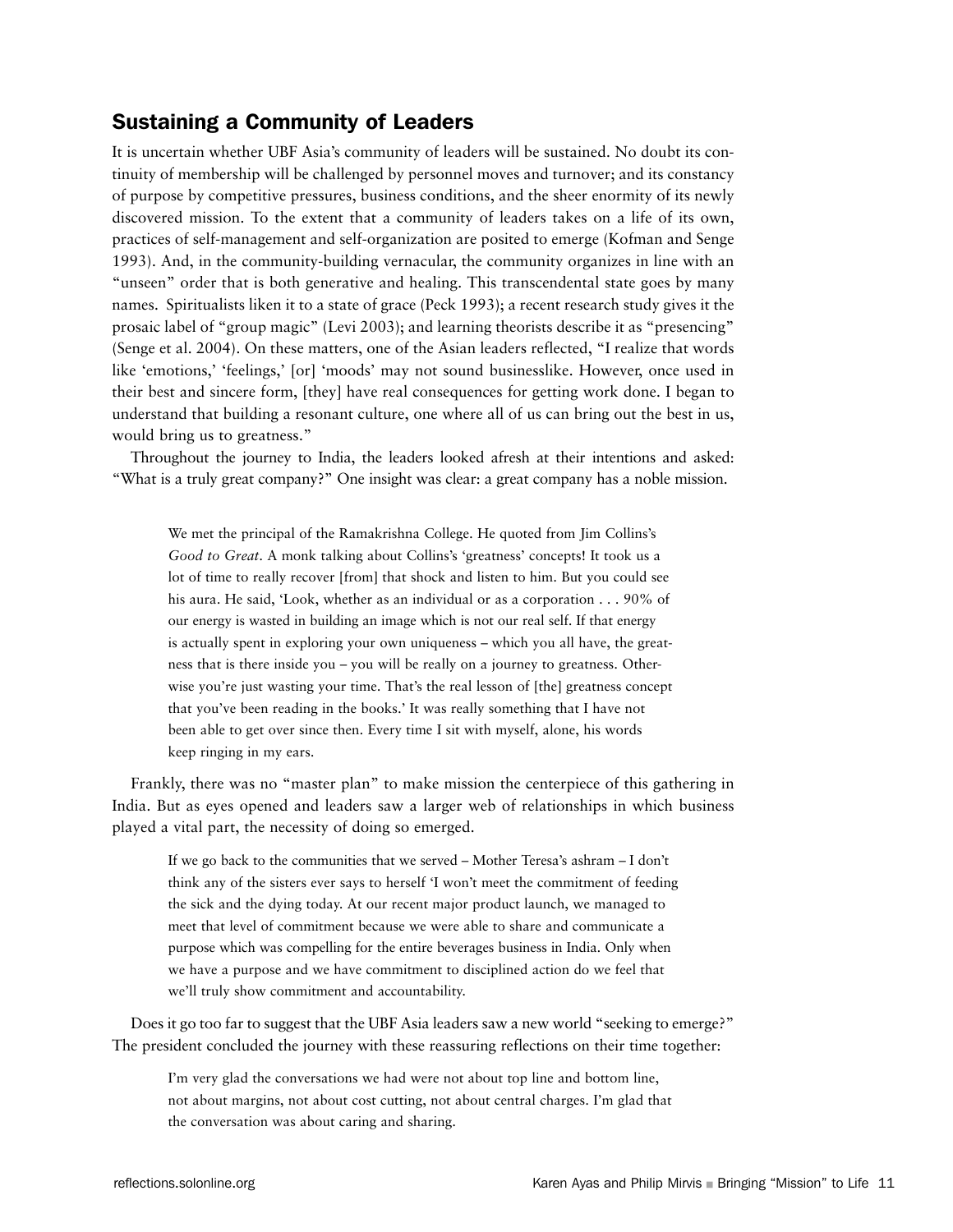## Sustaining a Community of Leaders

It is uncertain whether UBF Asia's community of leaders will be sustained. No doubt its continuity of membership will be challenged by personnel moves and turnover; and its constancy of purpose by competitive pressures, business conditions, and the sheer enormity of its newly discovered mission. To the extent that a community of leaders takes on a life of its own, practices of self-management and self-organization are posited to emerge (Kofman and Senge 1993). And, in the community-building vernacular, the community organizes in line with an "unseen" order that is both generative and healing. This transcendental state goes by many names. Spiritualists liken it to a state of grace (Peck 1993); a recent research study gives it the prosaic label of "group magic" (Levi 2003); and learning theorists describe it as "presencing" (Senge et al. 2004). On these matters, one of the Asian leaders reflected, "I realize that words like 'emotions,' 'feelings,' [or] 'moods' may not sound businesslike. However, once used in their best and sincere form, [they] have real consequences for getting work done. I began to understand that building a resonant culture, one where all of us can bring out the best in us, would bring us to greatness."

Throughout the journey to India, the leaders looked afresh at their intentions and asked: "What is a truly great company?" One insight was clear: a great company has a noble mission.

> We met the principal of the Ramakrishna College. He quoted from Jim Collins's *Good to Great*. A monk talking about Collins's 'greatness' concepts! It took us a lot of time to really recover [from] that shock and listen to him. But you could see his aura. He said, 'Look, whether as an individual or as a corporation . . . 90% of our energy is wasted in building an image which is not our real self. If that energy is actually spent in exploring your own uniqueness – which you all have, the greatness that is there inside you – you will be really on a journey to greatness. Otherwise you're just wasting your time. That's the real lesson of [the] greatness concept that you've been reading in the books.' It was really something that I have not been able to get over since then. Every time I sit with myself, alone, his words keep ringing in my ears.

Frankly, there was no "master plan" to make mission the centerpiece of this gathering in India. But as eyes opened and leaders saw a larger web of relationships in which business played a vital part, the necessity of doing so emerged.

> If we go back to the communities that we served – Mother Teresa's ashram – I don't think any of the sisters ever says to herself 'I won't meet the commitment of feeding the sick and the dying today. At our recent major product launch, we managed to meet that level of commitment because we were able to share and communicate a purpose which was compelling for the entire beverages business in India. Only when we have a purpose and we have commitment to disciplined action do we feel that we'll truly show commitment and accountability.

Does it go too far to suggest that the UBF Asia leaders saw a new world "seeking to emerge?" The president concluded the journey with these reassuring reflections on their time together:

> I'm very glad the conversations we had were not about top line and bottom line, not about margins, not about cost cutting, not about central charges. I'm glad that the conversation was about caring and sharing.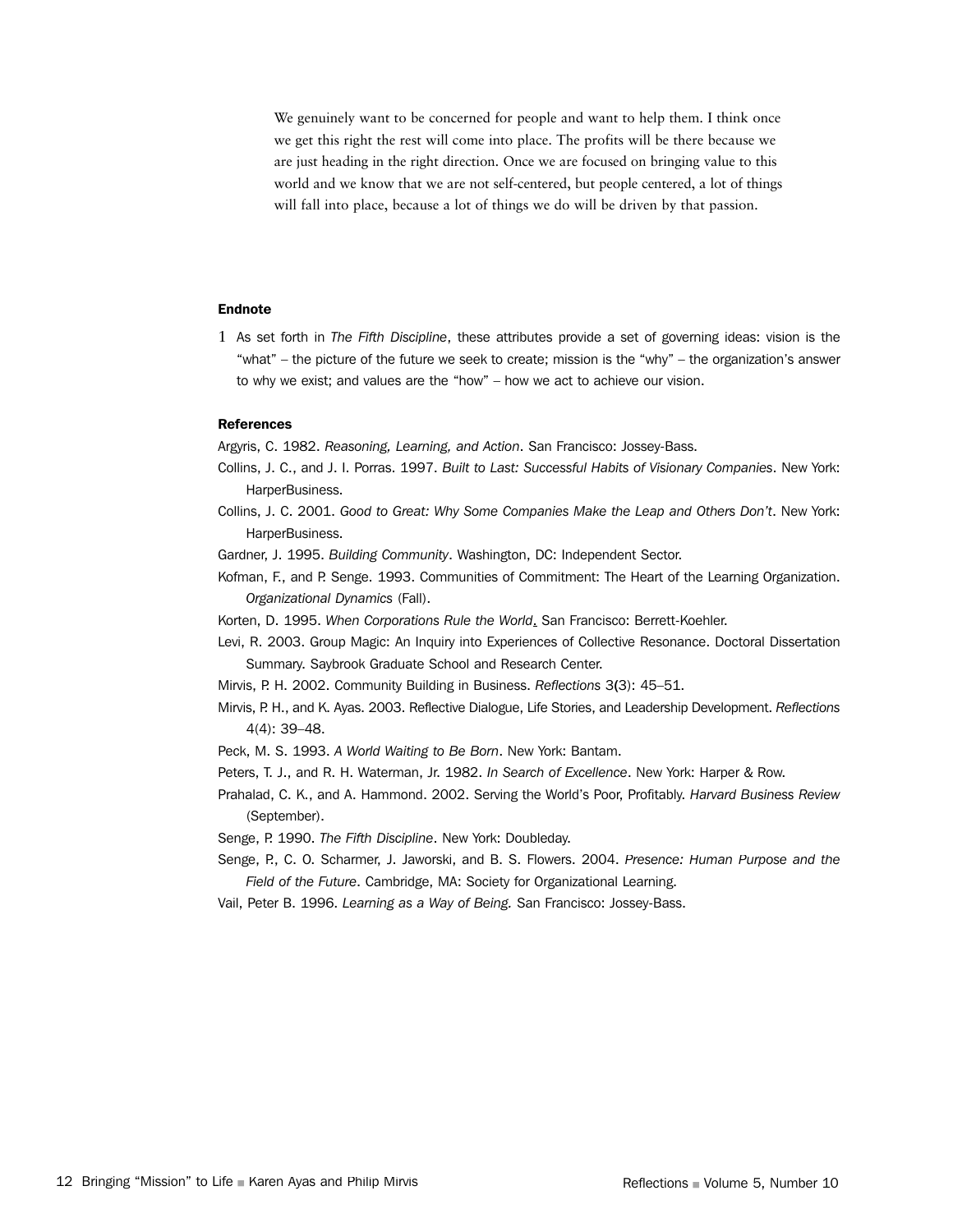> We genuinely want to be concerned for people and want to help them. I think once we get this right the rest will come into place. The profits will be there because we are just heading in the right direction. Once we are focused on bringing value to this world and we know that we are not self-centered, but people centered, a lot of things will fall into place, because a lot of things we do will be driven by that passion.

**Endnote**

1 As set forth in *The Fifth Discipline*, these attributes provide a set of governing ideas: vision is the "what" – the picture of the future we seek to create; mission is the "why" – the organization's answer to why we exist; and values are the "how" – how we act to achieve our vision.

**References**

Argyris, C. 1982. *Reasoning, Learning, and Action*. San Francisco: Jossey-Bass.

Collins, J. C., and J. I. Porras. 1997. *Built to Last: Successful Habits of Visionary Companies*. New York: HarperBusiness.

Collins, J. C. 2001. *Good to Great: Why Some Companies Make the Leap and Others Don't*. New York: HarperBusiness.

Gardner, J. 1995. *Building Community*. Washington, DC: Independent Sector.

Kofman, F., and P. Senge. 1993. Communities of Commitment: The Heart of the Learning Organization. *Organizational Dynamics* (Fall).

Korten, D. 1995. *When Corporations Rule the World*. San Francisco: Berrett-Koehler.

Levi, R. 2003. Group Magic: An Inquiry into Experiences of Collective Resonance. Doctoral Dissertation Summary. Saybrook Graduate School and Research Center.

Mirvis, P. H. 2002. Community Building in Business. *Reflections* 3(3): 45–51.

Mirvis, P. H., and K. Ayas. 2003. Reflective Dialogue, Life Stories, and Leadership Development. *Reflections* 4(4): 39–48.

Peck, M. S. 1993. *A World Waiting to Be Born*. New York: Bantam.

Peters, T. J., and R. H. Waterman, Jr. 1982. *In Search of Excellence*. New York: Harper & Row.

Prahalad, C. K., and A. Hammond. 2002. Serving the World's Poor, Profitably. *Harvard Business Review* (September).

Senge, P. 1990. *The Fifth Discipline*. New York: Doubleday.

Senge, P., C. O. Scharmer, J. Jaworski, and B. S. Flowers. 2004. *Presence: Human Purpose and the Field of the Future*. Cambridge, MA: Society for Organizational Learning.

Vail, Peter B. 1996. *Learning as a Way of Being.* San Francisco: Jossey-Bass.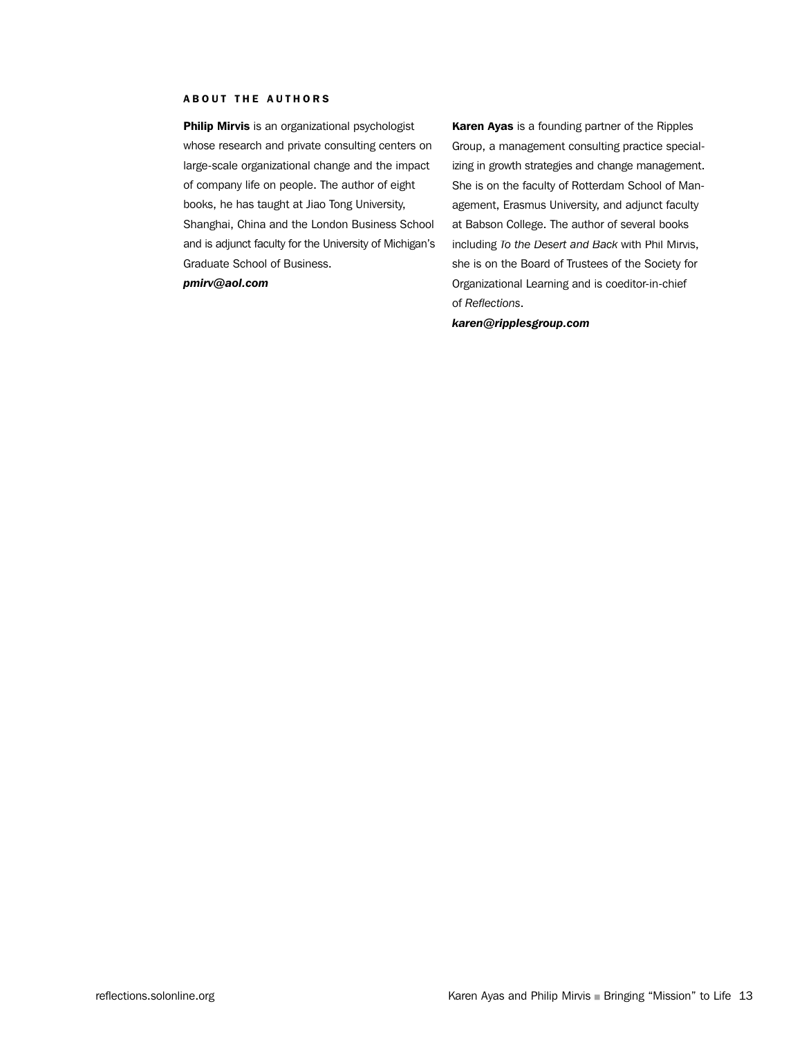### ABOUT THE AUTHORS

**Philip Mirvis** is an organizational psychologist whose research and private consulting centers on large-scale organizational change and the impact of company life on people. The author of eight books, he has taught at Jiao Tong University, Shanghai, China and the London Business School and is adjunct faculty for the University of Michigan's Graduate School of Business.
***pmirv@aol.com***

**Karen Ayas** is a founding partner of the Ripples Group, a management consulting practice specializing in growth strategies and change management. She is on the faculty of Rotterdam School of Management, Erasmus University, and adjunct faculty at Babson College. The author of several books including *To the Desert and Back* with Phil Mirvis, she is on the Board of Trustees of the Society for Organizational Learning and is coeditor-in-chief of *Reflections*.
***karen@ripplesgroup.com***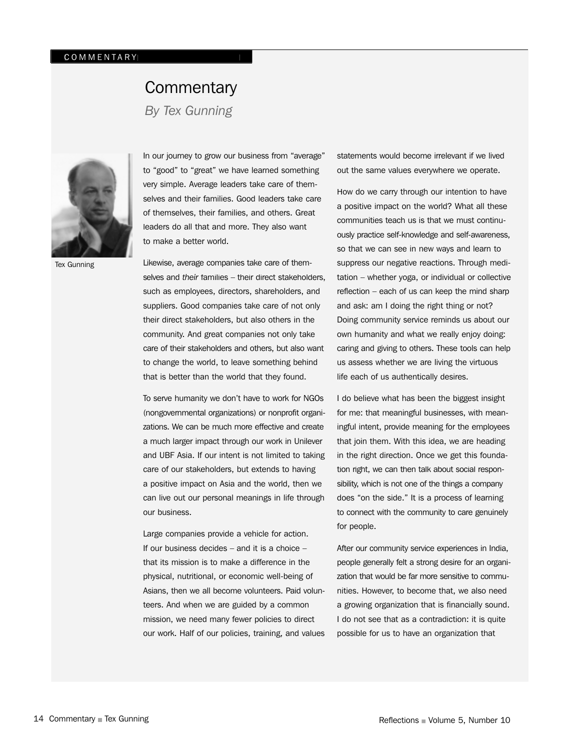# Commentary

*By Tex Gunning*

Tex Gunning

In our journey to grow our business from "average" to "good" to "great" we have learned something very simple. Average leaders take care of themselves and their families. Good leaders take care of themselves, their families, and others. Great leaders do all that and more. They also want to make a better world.

Likewise, average companies take care of themselves and *their* families – their direct stakeholders, such as employees, directors, shareholders, and suppliers. Good companies take care of not only their direct stakeholders, but also others in the community. And great companies not only take care of their stakeholders and others, but also want to change the world, to leave something behind that is better than the world that they found.

To serve humanity we don't have to work for NGOs (nongovernmental organizations) or nonprofit organizations. We can be much more effective and create a much larger impact through our work in Unilever and UBF Asia. If our intent is not limited to taking care of our stakeholders, but extends to having a positive impact on Asia and the world, then we can live out our personal meanings in life through our business.

Large companies provide a vehicle for action. If our business decides – and it is a choice – that its mission is to make a difference in the physical, nutritional, or economic well-being of Asians, then we all become volunteers. Paid volunteers. And when we are guided by a common mission, we need many fewer policies to direct our work. Half of our policies, training, and values statements would become irrelevant if we lived out the same values everywhere we operate.

How do we carry through our intention to have a positive impact on the world? What all these communities teach us is that we must continuously practice self-knowledge and self-awareness, so that we can see in new ways and learn to suppress our negative reactions. Through meditation – whether yoga, or individual or collective reflection – each of us can keep the mind sharp and ask: am I doing the right thing or not? Doing community service reminds us about our own humanity and what we really enjoy doing: caring and giving to others. These tools can help us assess whether we are living the virtuous life each of us authentically desires.

I do believe what has been the biggest insight for me: that meaningful businesses, with meaningful intent, provide meaning for the employees that join them. With this idea, we are heading in the right direction. Once we get this foundation right, we can then talk about social responsibility, which is not one of the things a company does "on the side." It is a process of learning to connect with the community to care genuinely for people.

After our community service experiences in India, people generally felt a strong desire for an organization that would be far more sensitive to communities. However, to become that, we also need a growing organization that is financially sound. I do not see that as a contradiction: it is quite possible for us to have an organization that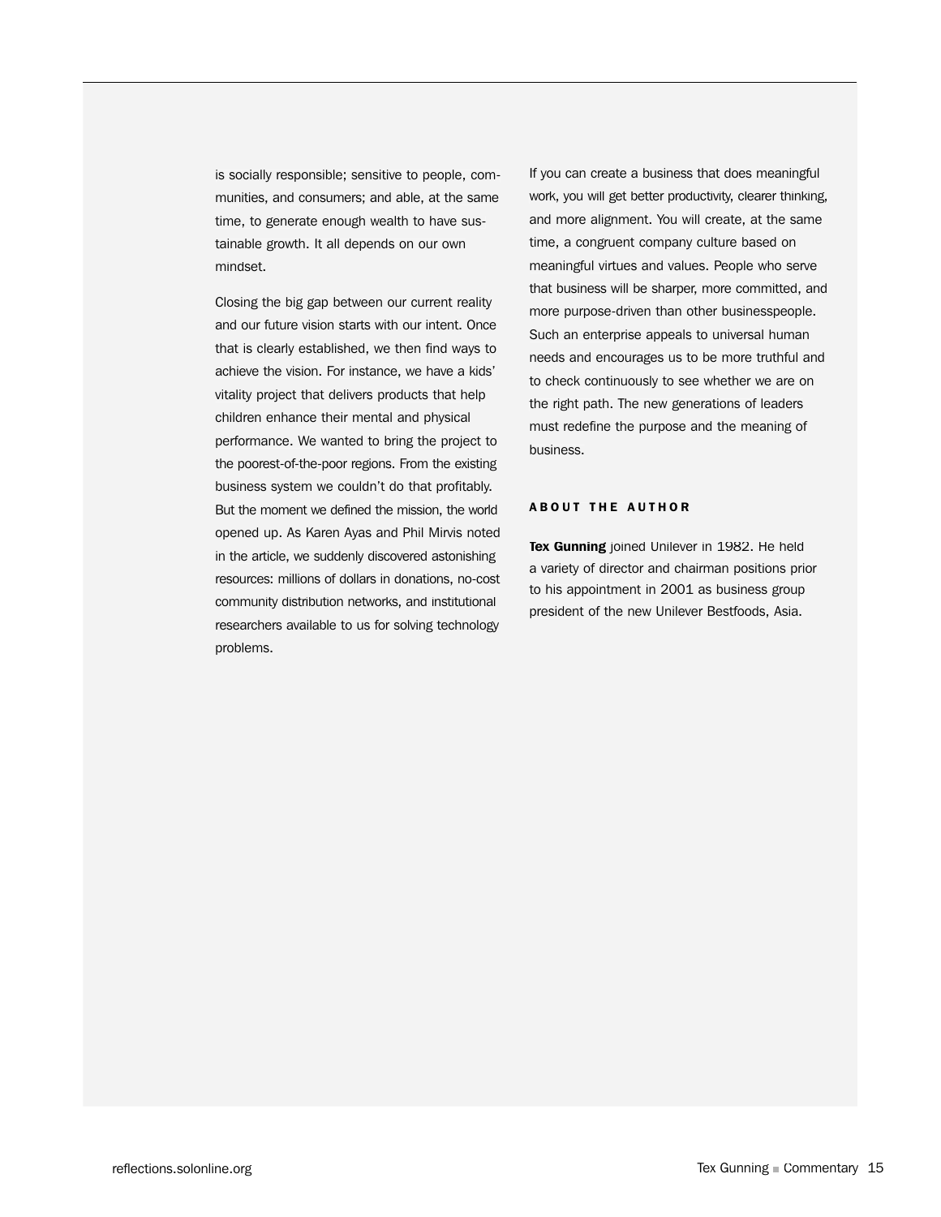is socially responsible; sensitive to people, communities, and consumers; and able, at the same time, to generate enough wealth to have sustainable growth. It all depends on our own mindset.

Closing the big gap between our current reality and our future vision starts with our intent. Once that is clearly established, we then find ways to achieve the vision. For instance, we have a kids' vitality project that delivers products that help children enhance their mental and physical performance. We wanted to bring the project to the poorest-of-the-poor regions. From the existing business system we couldn't do that profitably. But the moment we defined the mission, the world opened up. As Karen Ayas and Phil Mirvis noted in the article, we suddenly discovered astonishing resources: millions of dollars in donations, no-cost community distribution networks, and institutional researchers available to us for solving technology problems.

If you can create a business that does meaningful work, you will get better productivity, clearer thinking, and more alignment. You will create, at the same time, a congruent company culture based on meaningful virtues and values. People who serve that business will be sharper, more committed, and more purpose-driven than other businesspeople. Such an enterprise appeals to universal human needs and encourages us to be more truthful and to check continuously to see whether we are on the right path. The new generations of leaders must redefine the purpose and the meaning of business.

## ABOUT THE AUTHOR

**Tex Gunning** joined Unilever in 1982. He held a variety of director and chairman positions prior to his appointment in 2001 as business group president of the new Unilever Bestfoods, Asia.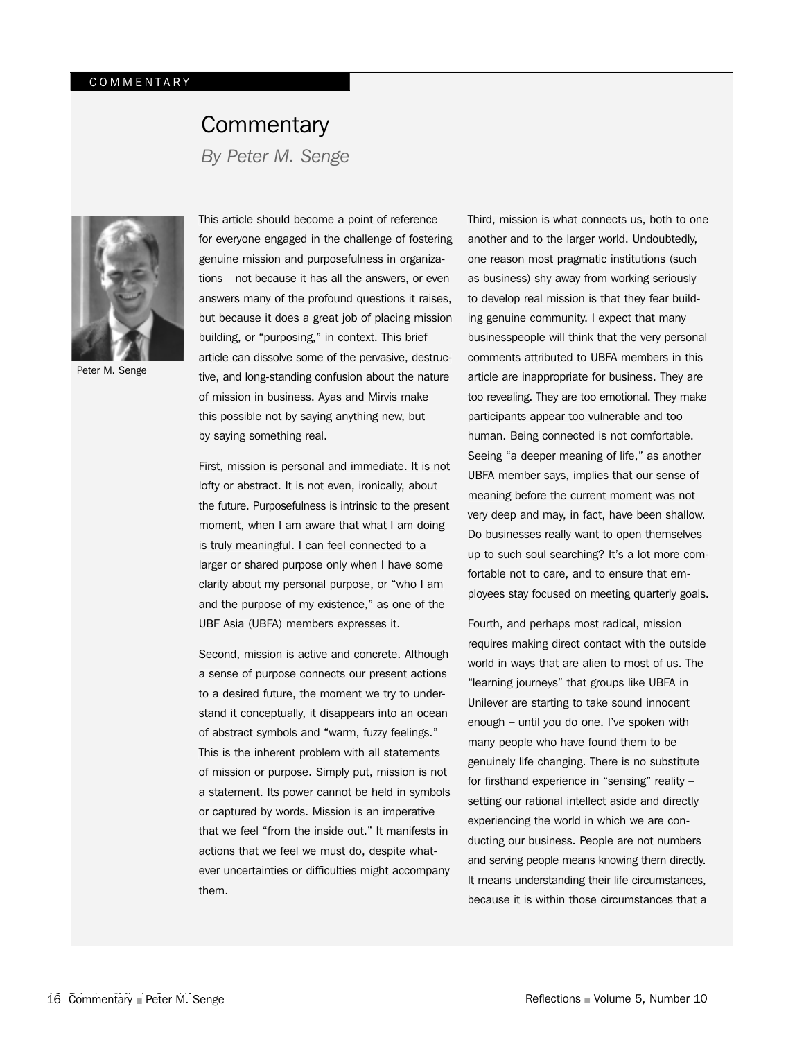# Commentary

*By Peter M. Senge*

Peter M. Senge

This article should become a point of reference for everyone engaged in the challenge of fostering genuine mission and purposefulness in organizations – not because it has all the answers, or even answers many of the profound questions it raises, but because it does a great job of placing mission building, or "purposing," in context. This brief article can dissolve some of the pervasive, destructive, and long-standing confusion about the nature of mission in business. Ayas and Mirvis make this possible not by saying anything new, but by saying something real.

First, mission is personal and immediate. It is not lofty or abstract. It is not even, ironically, about the future. Purposefulness is intrinsic to the present moment, when I am aware that what I am doing is truly meaningful. I can feel connected to a larger or shared purpose only when I have some clarity about my personal purpose, or "who I am and the purpose of my existence," as one of the UBF Asia (UBFA) members expresses it.

Second, mission is active and concrete. Although a sense of purpose connects our present actions to a desired future, the moment we try to understand it conceptually, it disappears into an ocean of abstract symbols and "warm, fuzzy feelings." This is the inherent problem with all statements of mission or purpose. Simply put, mission is not a statement. Its power cannot be held in symbols or captured by words. Mission is an imperative that we feel "from the inside out." It manifests in actions that we feel we must do, despite whatever uncertainties or difficulties might accompany them.

Third, mission is what connects us, both to one another and to the larger world. Undoubtedly, one reason most pragmatic institutions (such as business) shy away from working seriously to develop real mission is that they fear building genuine community. I expect that many businesspeople will think that the very personal comments attributed to UBFA members in this article are inappropriate for business. They are too revealing. They are too emotional. They make participants appear too vulnerable and too human. Being connected is not comfortable. Seeing "a deeper meaning of life," as another UBFA member says, implies that our sense of meaning before the current moment was not very deep and may, in fact, have been shallow. Do businesses really want to open themselves up to such soul searching? It's a lot more comfortable not to care, and to ensure that employees stay focused on meeting quarterly goals.

Fourth, and perhaps most radical, mission requires making direct contact with the outside world in ways that are alien to most of us. The "learning journeys" that groups like UBFA in Unilever are starting to take sound innocent enough – until you do one. I've spoken with many people who have found them to be genuinely life changing. There is no substitute for firsthand experience in "sensing" reality – setting our rational intellect aside and directly experiencing the world in which we are conducting our business. People are not numbers and serving people means knowing them directly. It means understanding their life circumstances, because it is within those circumstances that a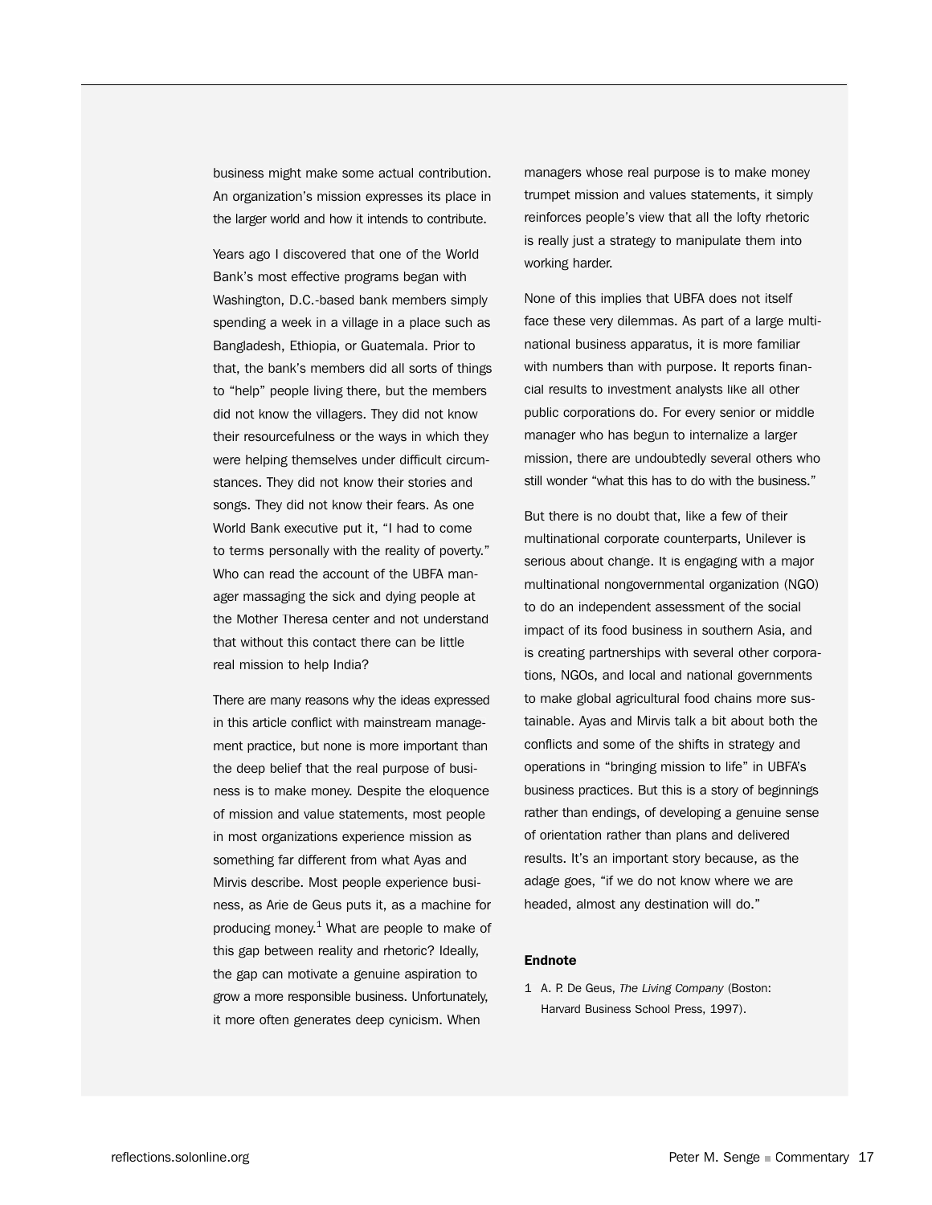business might make some actual contribution. An organization's mission expresses its place in the larger world and how it intends to contribute.

Years ago I discovered that one of the World Bank's most effective programs began with Washington, D.C.-based bank members simply spending a week in a village in a place such as Bangladesh, Ethiopia, or Guatemala. Prior to that, the bank's members did all sorts of things to "help" people living there, but the members did not know the villagers. They did not know their resourcefulness or the ways in which they were helping themselves under difficult circumstances. They did not know their stories and songs. They did not know their fears. As one World Bank executive put it, "I had to come to terms personally with the reality of poverty." Who can read the account of the UBFA manager massaging the sick and dying people at the Mother Theresa center and not understand that without this contact there can be little real mission to help India?

There are many reasons why the ideas expressed in this article conflict with mainstream management practice, but none is more important than the deep belief that the real purpose of business is to make money. Despite the eloquence of mission and value statements, most people in most organizations experience mission as something far different from what Ayas and Mirvis describe. Most people experience business, as Arie de Geus puts it, as a machine for producing money.[1] What are people to make of this gap between reality and rhetoric? Ideally, the gap can motivate a genuine aspiration to grow a more responsible business. Unfortunately, it more often generates deep cynicism. When managers whose real purpose is to make money trumpet mission and values statements, it simply reinforces people's view that all the lofty rhetoric is really just a strategy to manipulate them into working harder.

None of this implies that UBFA does not itself face these very dilemmas. As part of a large multinational business apparatus, it is more familiar with numbers than with purpose. It reports financial results to investment analysts like all other public corporations do. For every senior or middle manager who has begun to internalize a larger mission, there are undoubtedly several others who still wonder "what this has to do with the business."

But there is no doubt that, like a few of their multinational corporate counterparts, Unilever is serious about change. It is engaging with a major multinational nongovernmental organization (NGO) to do an independent assessment of the social impact of its food business in southern Asia, and is creating partnerships with several other corporations, NGOs, and local and national governments to make global agricultural food chains more sustainable. Ayas and Mirvis talk a bit about both the conflicts and some of the shifts in strategy and operations in "bringing mission to life" in UBFA's business practices. But this is a story of beginnings rather than endings, of developing a genuine sense of orientation rather than plans and delivered results. It's an important story because, as the adage goes, "if we do not know where we are headed, almost any destination will do."

**Endnote**

1 A. P. De Geus, *The Living Company* (Boston: Harvard Business School Press, 1997).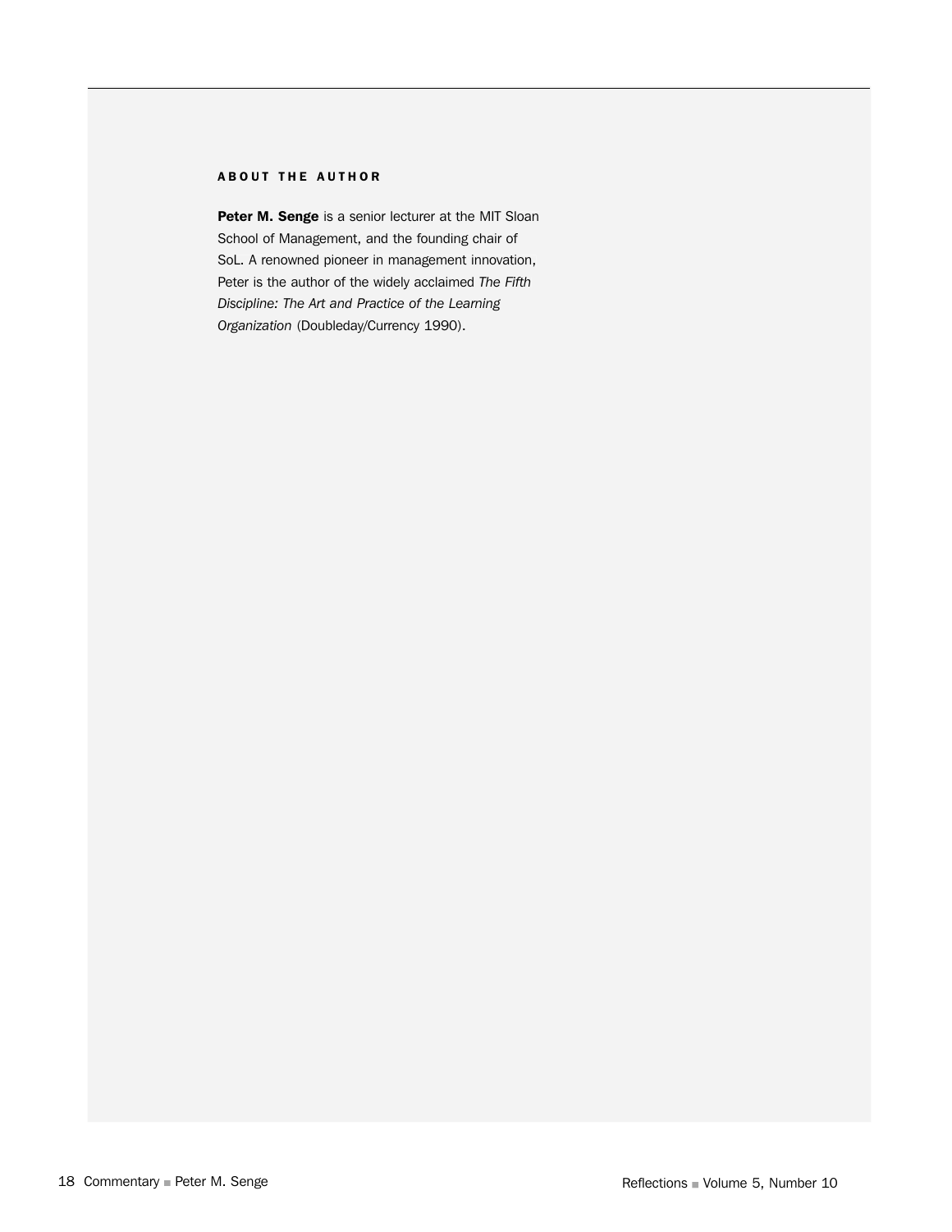**ABOUT THE AUTHOR**

**Peter M. Senge** is a senior lecturer at the MIT Sloan School of Management, and the founding chair of SoL. A renowned pioneer in management innovation, Peter is the author of the widely acclaimed *The Fifth Discipline: The Art and Practice of the Learning Organization* (Doubleday/Currency 1990).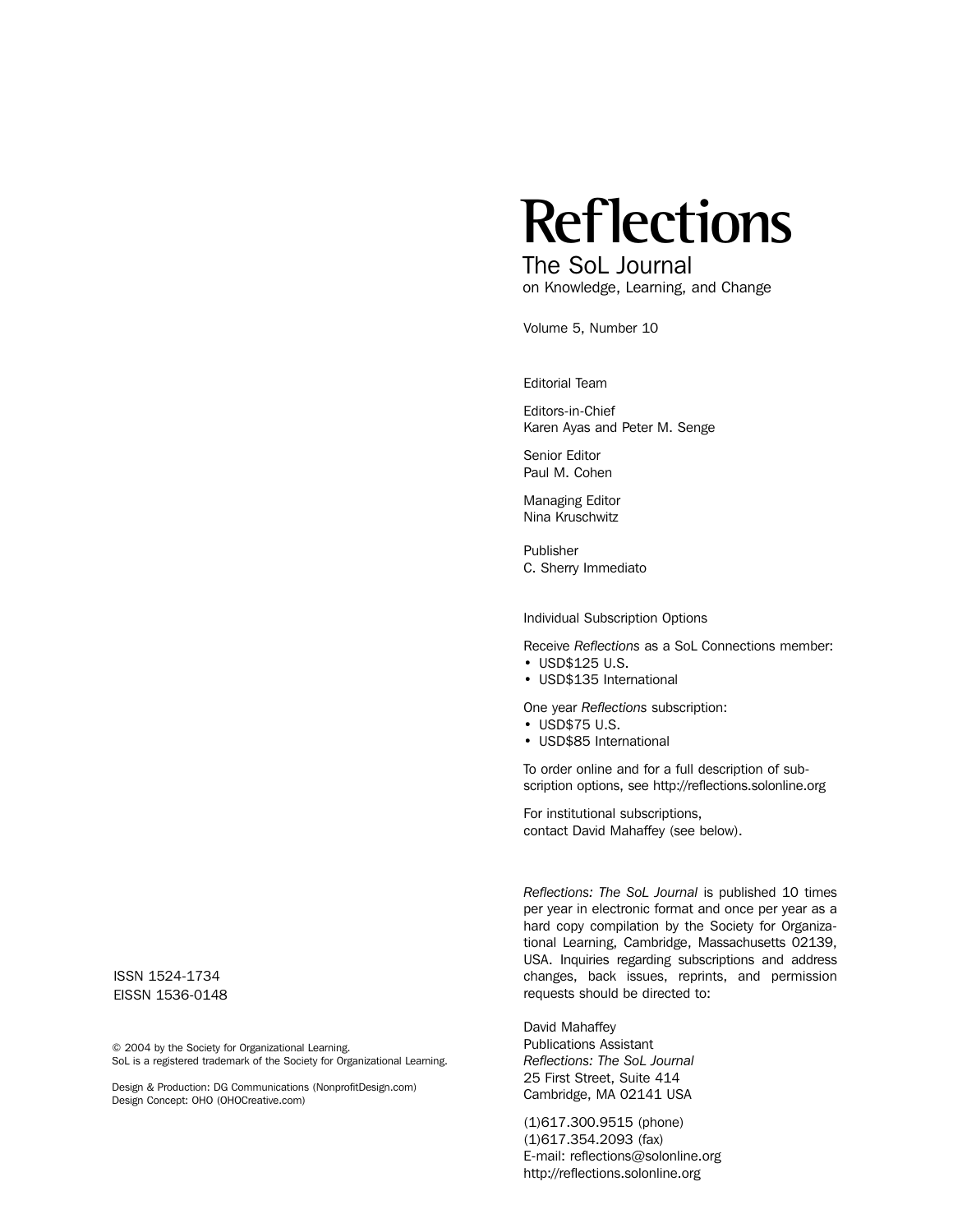# Reflections

## The SoL Journal

on Knowledge, Learning, and Change

Volume 5, Number 10

Editorial Team

Editors-in-Chief
Karen Ayas and Peter M. Senge

Senior Editor
Paul M. Cohen

Managing Editor
Nina Kruschwitz

Publisher
C. Sherry Immediato

Individual Subscription Options

Receive *Reflections* as a SoL Connections member:

- USD$125 U.S.
- USD$135 International

One year *Reflections* subscription:

- USD$75 U.S.
- USD$85 International

To order online and for a full description of subscription options, see http://reflections.solonline.org

For institutional subscriptions, contact David Mahaffey (see below).

*Reflections: The SoL Journal* is published 10 times per year in electronic format and once per year as a hard copy compilation by the Society for Organizational Learning, Cambridge, Massachusetts 02139, USA. Inquiries regarding subscriptions and address changes, back issues, reprints, and permission requests should be directed to:

David Mahaffey
Publications Assistant
*Reflections: The SoL Journal*
25 First Street, Suite 414
Cambridge, MA 02141 USA

(1)617.300.9515 (phone)
(1)617.354.2093 (fax)
E-mail: reflections@solonline.org
http://reflections.solonline.org

ISSN 1524-1734
EISSN 1536-0148

© 2004 by the Society for Organizational Learning.
SoL is a registered trademark of the Society for Organizational Learning.

Design & Production: DG Communications (NonprofitDesign.com)
Design Concept: OHO (OHOCreative.com)